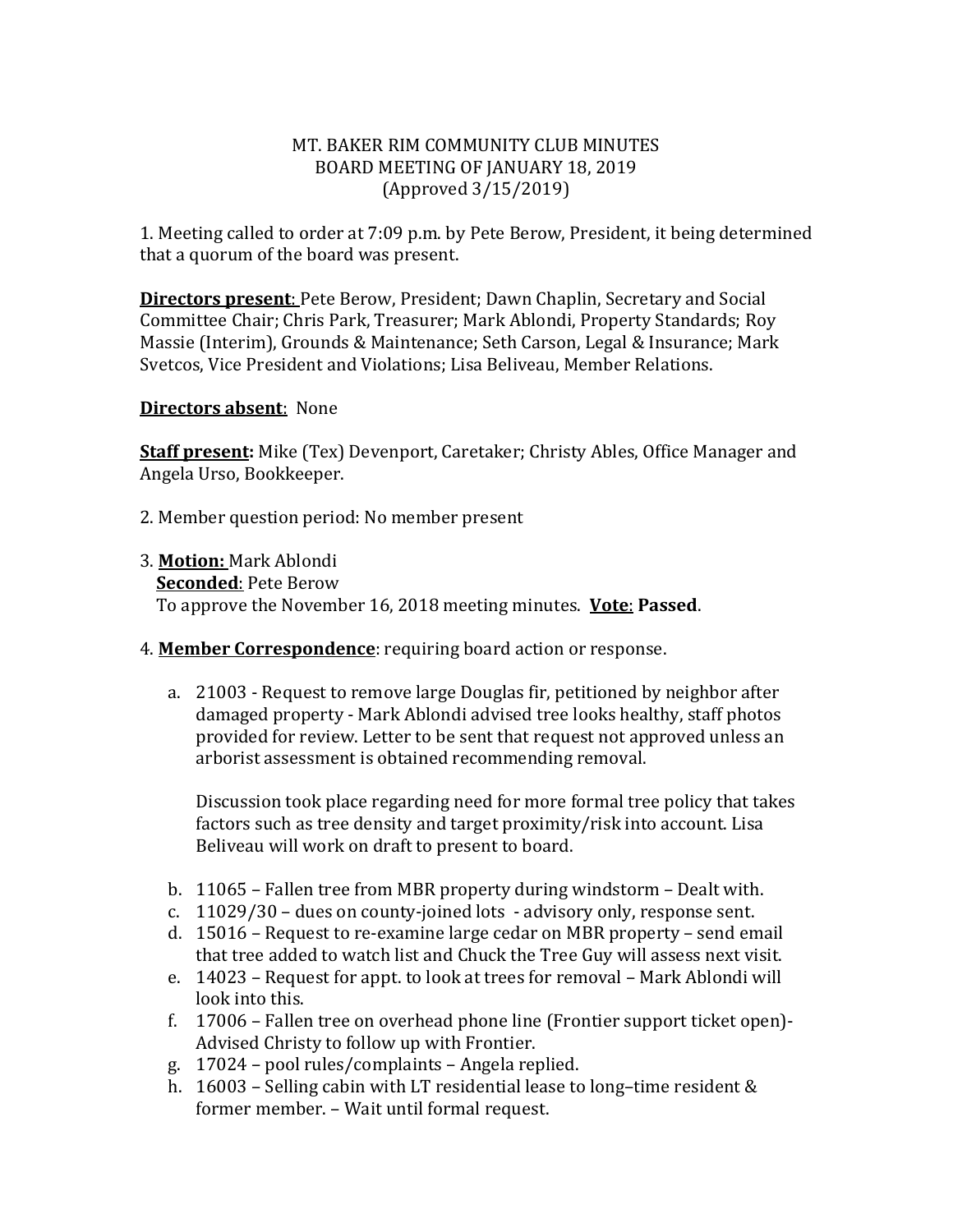MT. BAKER RIM COMMUNITY CLUB MINUTES
BOARD MEETING OF JANUARY 18, 2019
(Approved 3/15/2019)

1. Meeting called to order at 7:09 p.m. by Pete Berow, President, it being determined that a quorum of the board was present.

**Directors present**: Pete Berow, President; Dawn Chaplin, Secretary and Social Committee Chair; Chris Park, Treasurer; Mark Ablondi, Property Standards; Roy Massie (Interim), Grounds & Maintenance; Seth Carson, Legal & Insurance; Mark Svetcos, Vice President and Violations; Lisa Beliveau, Member Relations.

**Directors absent**: None

**Staff present:** Mike (Tex) Devenport, Caretaker; Christy Ables, Office Manager and Angela Urso, Bookkeeper.

2. Member question period: No member present

3. **Motion:** Mark Ablondi
   **Seconded**: Pete Berow
   To approve the November 16, 2018 meeting minutes. **Vote**: **Passed**.

4. **Member Correspondence**: requiring board action or response.

   a. 21003 - Request to remove large Douglas fir, petitioned by neighbor after damaged property - Mark Ablondi advised tree looks healthy, staff photos provided for review. Letter to be sent that request not approved unless an arborist assessment is obtained recommending removal.

      Discussion took place regarding need for more formal tree policy that takes factors such as tree density and target proximity/risk into account. Lisa Beliveau will work on draft to present to board.

   b. 11065 – Fallen tree from MBR property during windstorm – Dealt with.
   c. 11029/30 – dues on county-joined lots - advisory only, response sent.
   d. 15016 – Request to re-examine large cedar on MBR property – send email that tree added to watch list and Chuck the Tree Guy will assess next visit.
   e. 14023 – Request for appt. to look at trees for removal – Mark Ablondi will look into this.
   f. 17006 – Fallen tree on overhead phone line (Frontier support ticket open)- Advised Christy to follow up with Frontier.
   g. 17024 – pool rules/complaints – Angela replied.
   h. 16003 – Selling cabin with LT residential lease to long–time resident & former member. – Wait until formal request.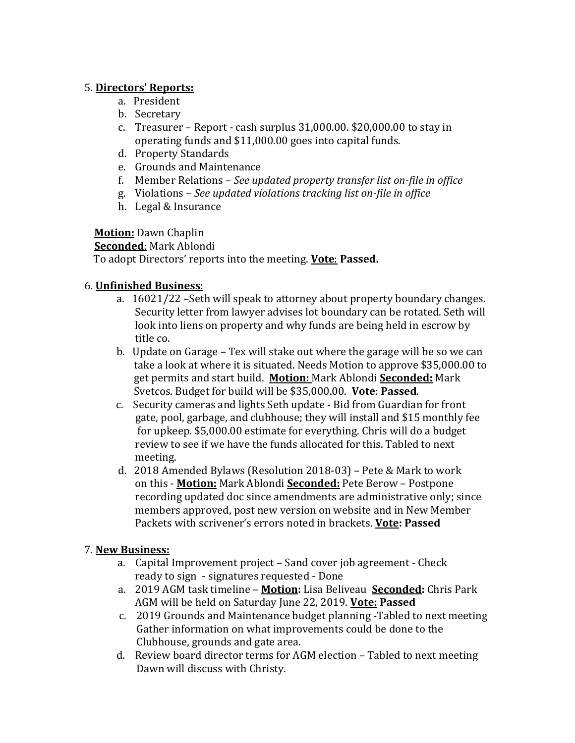5. **Directors' Reports:**
    a. President
    b. Secretary
    c. Treasurer – Report - cash surplus 31,000.00. $20,000.00 to stay in operating funds and $11,000.00 goes into capital funds.
    d. Property Standards
    e. Grounds and Maintenance
    f. Member Relations – *See updated property transfer list on-file in office*
    g. Violations – *See updated violations tracking list on-file in office*
    h. Legal & Insurance

**Motion:** Dawn Chaplin
**Seconded**: Mark Ablondi
To adopt Directors' reports into the meeting. **Vote**: **Passed.**

6. **Unfinished Business**:
    a. 16021/22 –Seth will speak to attorney about property boundary changes. Security letter from lawyer advises lot boundary can be rotated. Seth will look into liens on property and why funds are being held in escrow by title co.
    b. Update on Garage – Tex will stake out where the garage will be so we can take a look at where it is situated. Needs Motion to approve $35,000.00 to get permits and start build. **Motion:** Mark Ablondi **Seconded:** Mark Svetcos. Budget for build will be $35,000.00. **Vote**: **Passed**.
    c. Security cameras and lights Seth update - Bid from Guardian for front gate, pool, garbage, and clubhouse; they will install and $15 monthly fee for upkeep. $5,000.00 estimate for everything. Chris will do a budget review to see if we have the funds allocated for this. Tabled to next meeting.
    d. 2018 Amended Bylaws (Resolution 2018-03) – Pete & Mark to work on this - **Motion:** Mark Ablondi **Seconded:** Pete Berow – Postpone recording updated doc since amendments are administrative only; since members approved, post new version on website and in New Member Packets with scrivener's errors noted in brackets. **Vote: Passed**

7. **New Business:**
    a. Capital Improvement project – Sand cover job agreement - Check ready to sign - signatures requested - Done
    a. 2019 AGM task timeline – **Motion:** Lisa Beliveau **Seconded:** Chris Park AGM will be held on Saturday June 22, 2019. **Vote: Passed**
    c. 2019 Grounds and Maintenance budget planning -Tabled to next meeting Gather information on what improvements could be done to the Clubhouse, grounds and gate area.
    d. Review board director terms for AGM election – Tabled to next meeting Dawn will discuss with Christy.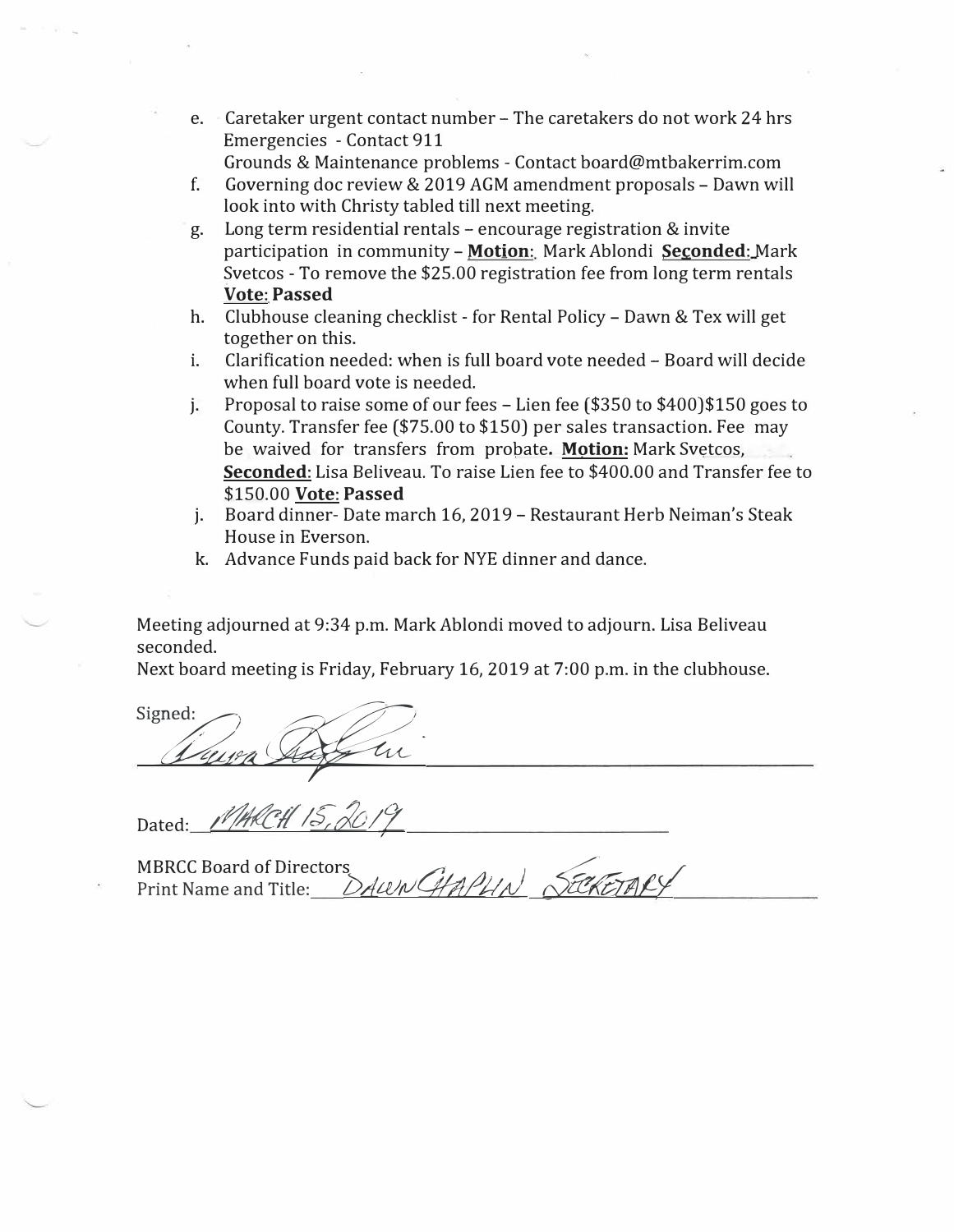e. Caretaker urgent contact number – The caretakers do not work 24 hrs
   Emergencies - Contact 911
   Grounds & Maintenance problems - Contact board@mtbakerrim.com
f. Governing doc review & 2019 AGM amendment proposals – Dawn will look into with Christy tabled till next meeting.
g. Long term residential rentals – encourage registration & invite participation in community – **Motion:** Mark Ablondi **Seconded:** Mark Svetcos - To remove the $25.00 registration fee from long term rentals **Vote: Passed**
h. Clubhouse cleaning checklist - for Rental Policy – Dawn & Tex will get together on this.
i. Clarification needed: when is full board vote needed – Board will decide when full board vote is needed.
j. Proposal to raise some of our fees – Lien fee ($350 to $400)$150 goes to County. Transfer fee ($75.00 to $150) per sales transaction. Fee may be waived for transfers from probate. **Motion:** Mark Svetcos, **Seconded:** Lisa Beliveau. To raise Lien fee to $400.00 and Transfer fee to $150.00 **Vote: Passed**
j. Board dinner- Date march 16, 2019 – Restaurant Herb Neiman's Steak House in Everson.
k. Advance Funds paid back for NYE dinner and dance.

Meeting adjourned at 9:34 p.m. Mark Ablondi moved to adjourn. Lisa Beliveau seconded.
Next board meeting is Friday, February 16, 2019 at 7:00 p.m. in the clubhouse.

Signed: Dawn Chaplin

Dated: MARCH 15, 2019

MBRCC Board of Directors
Print Name and Title: DAWN CHAPLIN SECRETARY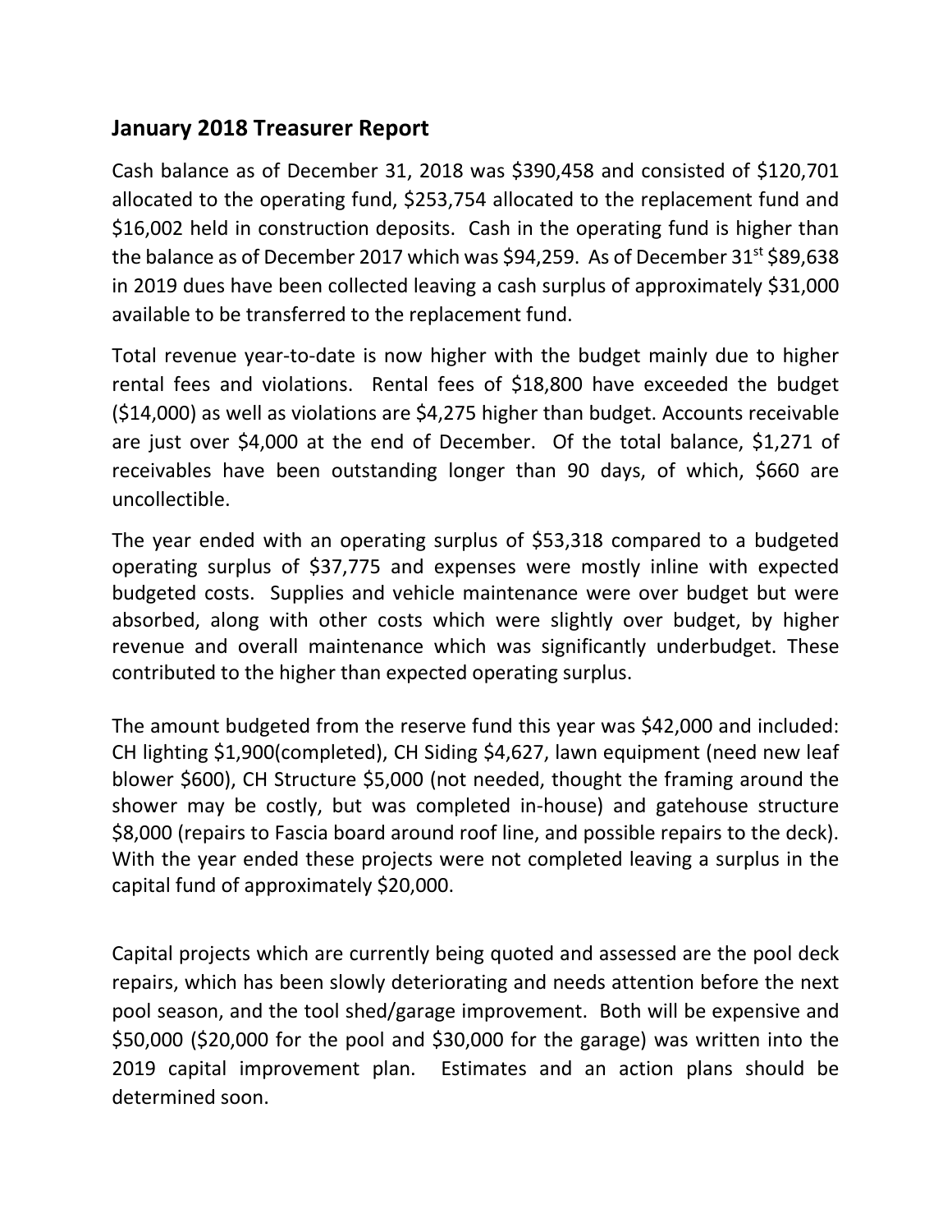## January 2018 Treasurer Report

Cash balance as of December 31, 2018 was $390,458 and consisted of $120,701 allocated to the operating fund, $253,754 allocated to the replacement fund and $16,002 held in construction deposits. Cash in the operating fund is higher than the balance as of December 2017 which was $94,259. As of December 31st $89,638 in 2019 dues have been collected leaving a cash surplus of approximately $31,000 available to be transferred to the replacement fund.

Total revenue year-to-date is now higher with the budget mainly due to higher rental fees and violations. Rental fees of $18,800 have exceeded the budget ($14,000) as well as violations are $4,275 higher than budget. Accounts receivable are just over $4,000 at the end of December. Of the total balance, $1,271 of receivables have been outstanding longer than 90 days, of which, $660 are uncollectible.

The year ended with an operating surplus of $53,318 compared to a budgeted operating surplus of $37,775 and expenses were mostly inline with expected budgeted costs. Supplies and vehicle maintenance were over budget but were absorbed, along with other costs which were slightly over budget, by higher revenue and overall maintenance which was significantly underbudget. These contributed to the higher than expected operating surplus.

The amount budgeted from the reserve fund this year was $42,000 and included: CH lighting $1,900(completed), CH Siding $4,627, lawn equipment (need new leaf blower $600), CH Structure $5,000 (not needed, thought the framing around the shower may be costly, but was completed in-house) and gatehouse structure $8,000 (repairs to Fascia board around roof line, and possible repairs to the deck). With the year ended these projects were not completed leaving a surplus in the capital fund of approximately $20,000.

Capital projects which are currently being quoted and assessed are the pool deck repairs, which has been slowly deteriorating and needs attention before the next pool season, and the tool shed/garage improvement. Both will be expensive and $50,000 ($20,000 for the pool and $30,000 for the garage) was written into the 2019 capital improvement plan. Estimates and an action plans should be determined soon.